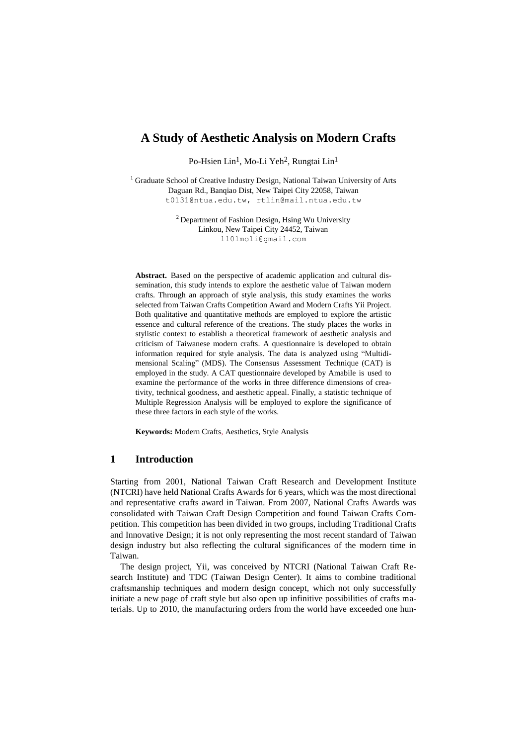# A Study of Aesthetic Analysis on Modern Crafts

Po-Hsien Lin[1], Mo-Li Yeh[2], Rungtai Lin[1]

[1] Graduate School of Creative Industry Design, National Taiwan University of Arts
Daguan Rd., Banqiao Dist, New Taipei City 22058, Taiwan
t0131@ntua.edu.tw, rtlin@mail.ntua.edu.tw

[2] Department of Fashion Design, Hsing Wu University
Linkou, New Taipei City 24452, Taiwan
1101moli@gmail.com

**Abstract.** Based on the perspective of academic application and cultural dissemination, this study intends to explore the aesthetic value of Taiwan modern crafts. Through an approach of style analysis, this study examines the works selected from Taiwan Crafts Competition Award and Modern Crafts Yii Project. Both qualitative and quantitative methods are employed to explore the artistic essence and cultural reference of the creations. The study places the works in stylistic context to establish a theoretical framework of aesthetic analysis and criticism of Taiwanese modern crafts. A questionnaire is developed to obtain information required for style analysis. The data is analyzed using "Multidimensional Scaling" (MDS). The Consensus Assessment Technique (CAT) is employed in the study. A CAT questionnaire developed by Amabile is used to examine the performance of the works in three difference dimensions of creativity, technical goodness, and aesthetic appeal. Finally, a statistic technique of Multiple Regression Analysis will be employed to explore the significance of these three factors in each style of the works.

**Keywords:** Modern Crafts, Aesthetics, Style Analysis

## 1 Introduction

Starting from 2001, National Taiwan Craft Research and Development Institute (NTCRI) have held National Crafts Awards for 6 years, which was the most directional and representative crafts award in Taiwan. From 2007, National Crafts Awards was consolidated with Taiwan Craft Design Competition and found Taiwan Crafts Competition. This competition has been divided in two groups, including Traditional Crafts and Innovative Design; it is not only representing the most recent standard of Taiwan design industry but also reflecting the cultural significances of the modern time in Taiwan.

The design project, Yii, was conceived by NTCRI (National Taiwan Craft Research Institute) and TDC (Taiwan Design Center). It aims to combine traditional craftsmanship techniques and modern design concept, which not only successfully initiate a new page of craft style but also open up infinitive possibilities of crafts materials. Up to 2010, the manufacturing orders from the world have exceeded one hun-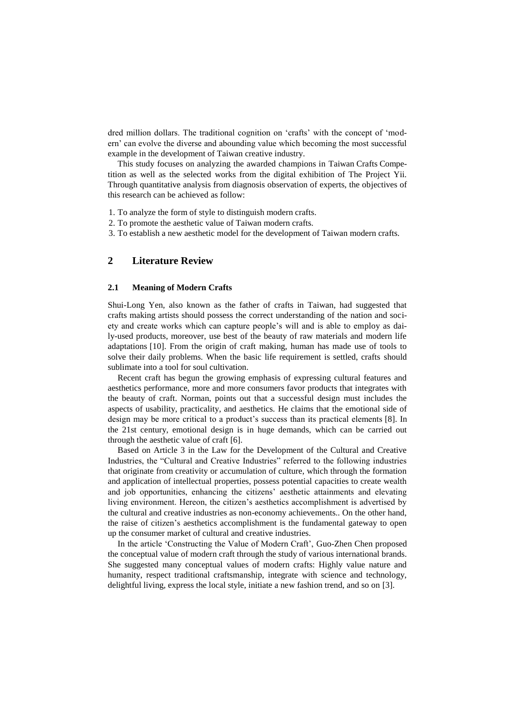dred million dollars. The traditional cognition on 'crafts' with the concept of 'modern' can evolve the diverse and abounding value which becoming the most successful example in the development of Taiwan creative industry.

This study focuses on analyzing the awarded champions in Taiwan Crafts Competition as well as the selected works from the digital exhibition of The Project Yii. Through quantitative analysis from diagnosis observation of experts, the objectives of this research can be achieved as follow:

1. To analyze the form of style to distinguish modern crafts.
2. To promote the aesthetic value of Taiwan modern crafts.
3. To establish a new aesthetic model for the development of Taiwan modern crafts.

## 2 Literature Review

### 2.1 Meaning of Modern Crafts

Shui-Long Yen, also known as the father of crafts in Taiwan, had suggested that crafts making artists should possess the correct understanding of the nation and society and create works which can capture people's will and is able to employ as daily-used products, moreover, use best of the beauty of raw materials and modern life adaptations [10]. From the origin of craft making, human has made use of tools to solve their daily problems. When the basic life requirement is settled, crafts should sublimate into a tool for soul cultivation.

Recent craft has begun the growing emphasis of expressing cultural features and aesthetics performance, more and more consumers favor products that integrates with the beauty of craft. Norman, points out that a successful design must includes the aspects of usability, practicality, and aesthetics. He claims that the emotional side of design may be more critical to a product's success than its practical elements [8]. In the 21st century, emotional design is in huge demands, which can be carried out through the aesthetic value of craft [6].

Based on Article 3 in the Law for the Development of the Cultural and Creative Industries, the "Cultural and Creative Industries" referred to the following industries that originate from creativity or accumulation of culture, which through the formation and application of intellectual properties, possess potential capacities to create wealth and job opportunities, enhancing the citizens' aesthetic attainments and elevating living environment. Hereon, the citizen's aesthetics accomplishment is advertised by the cultural and creative industries as non-economy achievements.. On the other hand, the raise of citizen's aesthetics accomplishment is the fundamental gateway to open up the consumer market of cultural and creative industries.

In the article 'Constructing the Value of Modern Craft', Guo-Zhen Chen proposed the conceptual value of modern craft through the study of various international brands. She suggested many conceptual values of modern crafts: Highly value nature and humanity, respect traditional craftsmanship, integrate with science and technology, delightful living, express the local style, initiate a new fashion trend, and so on [3].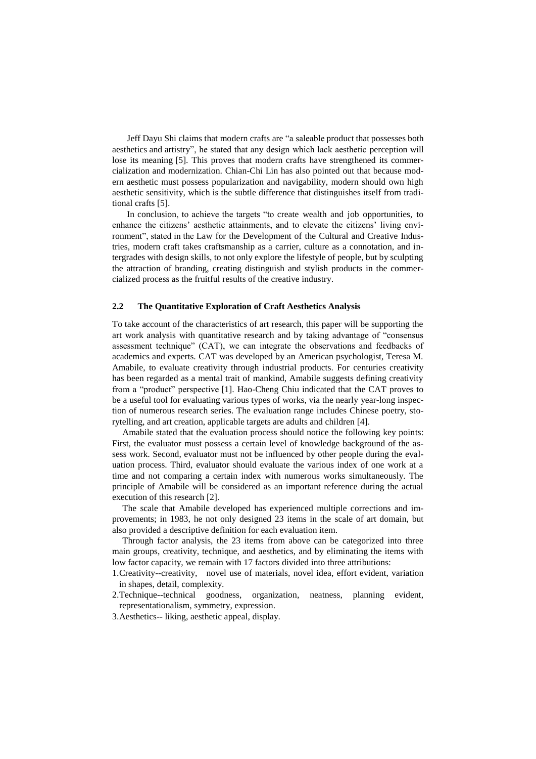Jeff Dayu Shi claims that modern crafts are "a saleable product that possesses both aesthetics and artistry", he stated that any design which lack aesthetic perception will lose its meaning [5]. This proves that modern crafts have strengthened its commercialization and modernization. Chian-Chi Lin has also pointed out that because modern aesthetic must possess popularization and navigability, modern should own high aesthetic sensitivity, which is the subtle difference that distinguishes itself from traditional crafts [5].

In conclusion, to achieve the targets "to create wealth and job opportunities, to enhance the citizens' aesthetic attainments, and to elevate the citizens' living environment", stated in the Law for the Development of the Cultural and Creative Industries, modern craft takes craftsmanship as a carrier, culture as a connotation, and intergrades with design skills, to not only explore the lifestyle of people, but by sculpting the attraction of branding, creating distinguish and stylish products in the commercialized process as the fruitful results of the creative industry.

### 2.2 The Quantitative Exploration of Craft Aesthetics Analysis

To take account of the characteristics of art research, this paper will be supporting the art work analysis with quantitative research and by taking advantage of "consensus assessment technique" (CAT), we can integrate the observations and feedbacks of academics and experts. CAT was developed by an American psychologist, Teresa M. Amabile, to evaluate creativity through industrial products. For centuries creativity has been regarded as a mental trait of mankind, Amabile suggests defining creativity from a "product" perspective [1]. Hao-Cheng Chiu indicated that the CAT proves to be a useful tool for evaluating various types of works, via the nearly year-long inspection of numerous research series. The evaluation range includes Chinese poetry, storytelling, and art creation, applicable targets are adults and children [4].

Amabile stated that the evaluation process should notice the following key points: First, the evaluator must possess a certain level of knowledge background of the assess work. Second, evaluator must not be influenced by other people during the evaluation process. Third, evaluator should evaluate the various index of one work at a time and not comparing a certain index with numerous works simultaneously. The principle of Amabile will be considered as an important reference during the actual execution of this research [2].

The scale that Amabile developed has experienced multiple corrections and improvements; in 1983, he not only designed 23 items in the scale of art domain, but also provided a descriptive definition for each evaluation item.

Through factor analysis, the 23 items from above can be categorized into three main groups, creativity, technique, and aesthetics, and by eliminating the items with low factor capacity, we remain with 17 factors divided into three attributions:

1. Creativity--creativity, novel use of materials, novel idea, effort evident, variation in shapes, detail, complexity.
2. Technique--technical goodness, organization, neatness, planning evident, representationalism, symmetry, expression.
3. Aesthetics-- liking, aesthetic appeal, display.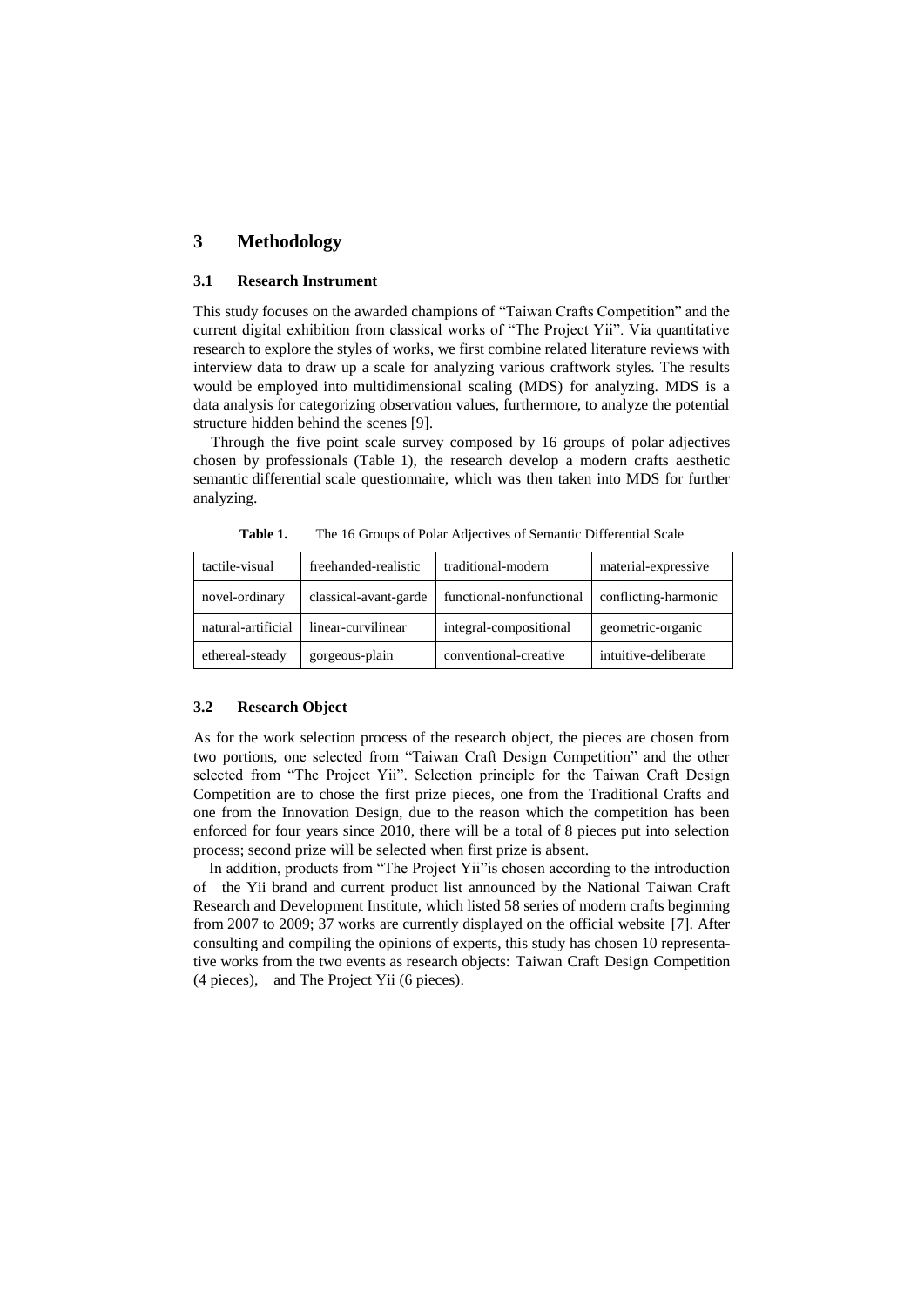## 3 Methodology

### 3.1 Research Instrument

This study focuses on the awarded champions of "Taiwan Crafts Competition" and the current digital exhibition from classical works of "The Project Yii". Via quantitative research to explore the styles of works, we first combine related literature reviews with interview data to draw up a scale for analyzing various craftwork styles. The results would be employed into multidimensional scaling (MDS) for analyzing. MDS is a data analysis for categorizing observation values, furthermore, to analyze the potential structure hidden behind the scenes [9].

Through the five point scale survey composed by 16 groups of polar adjectives chosen by professionals (Table 1), the research develop a modern crafts aesthetic semantic differential scale questionnaire, which was then taken into MDS for further analyzing.

**Table 1.** The 16 Groups of Polar Adjectives of Semantic Differential Scale

| tactile-visual | freehanded-realistic | traditional-modern | material-expressive |
|---|---|---|---|
| novel-ordinary | classical-avant-garde | functional-nonfunctional | conflicting-harmonic |
| natural-artificial | linear-curvilinear | integral-compositional | geometric-organic |
| ethereal-steady | gorgeous-plain | conventional-creative | intuitive-deliberate |

### 3.2 Research Object

As for the work selection process of the research object, the pieces are chosen from two portions, one selected from "Taiwan Craft Design Competition" and the other selected from "The Project Yii". Selection principle for the Taiwan Craft Design Competition are to chose the first prize pieces, one from the Traditional Crafts and one from the Innovation Design, due to the reason which the competition has been enforced for four years since 2010, there will be a total of 8 pieces put into selection process; second prize will be selected when first prize is absent.

In addition, products from "The Project Yii"is chosen according to the introduction of the Yii brand and current product list announced by the National Taiwan Craft Research and Development Institute, which listed 58 series of modern crafts beginning from 2007 to 2009; 37 works are currently displayed on the official website [7]. After consulting and compiling the opinions of experts, this study has chosen 10 representative works from the two events as research objects: Taiwan Craft Design Competition (4 pieces), and The Project Yii (6 pieces).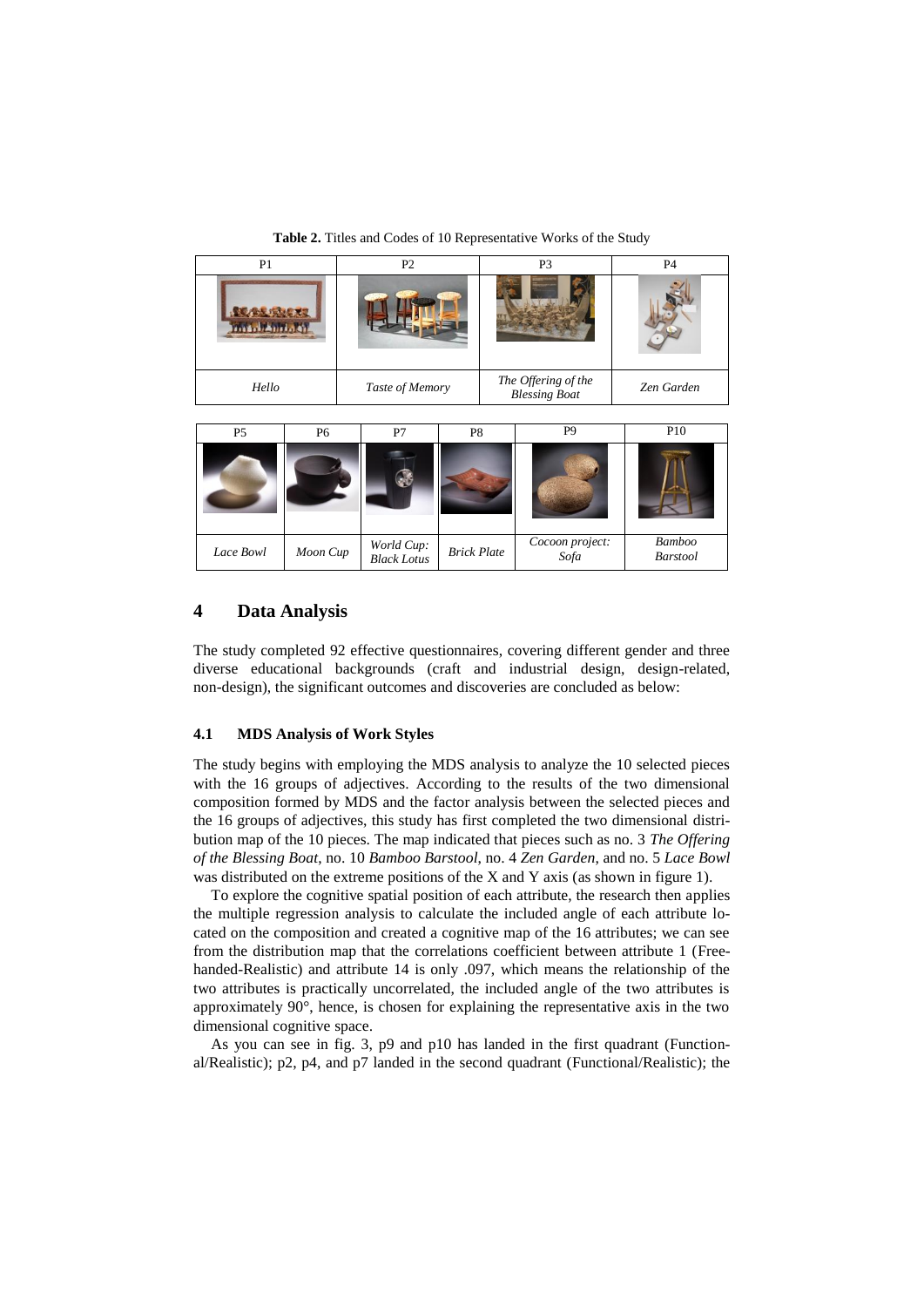**Table 2.** Titles and Codes of 10 Representative Works of the Study

| P1 | P2 | P3 | P4 |
|---|---|---|---|
| | | | |
| *Hello* | *Taste of Memory* | *The Offering of the Blessing Boat* | *Zen Garden* |

| P5 | P6 | P7 | P8 | P9 | P10 |
|---|---|---|---|---|---|
| | | | | | |
| *Lace Bowl* | *Moon Cup* | *World Cup: Black Lotus* | *Brick Plate* | *Cocoon project: Sofa* | *Bamboo Barstool* |

## 4 Data Analysis

The study completed 92 effective questionnaires, covering different gender and three diverse educational backgrounds (craft and industrial design, design-related, non-design), the significant outcomes and discoveries are concluded as below:

### 4.1 MDS Analysis of Work Styles

The study begins with employing the MDS analysis to analyze the 10 selected pieces with the 16 groups of adjectives. According to the results of the two dimensional composition formed by MDS and the factor analysis between the selected pieces and the 16 groups of adjectives, this study has first completed the two dimensional distribution map of the 10 pieces. The map indicated that pieces such as no. 3 *The Offering of the Blessing Boat*, no. 10 *Bamboo Barstool*, no. 4 *Zen Garden*, and no. 5 *Lace Bowl* was distributed on the extreme positions of the X and Y axis (as shown in figure 1).

To explore the cognitive spatial position of each attribute, the research then applies the multiple regression analysis to calculate the included angle of each attribute located on the composition and created a cognitive map of the 16 attributes; we can see from the distribution map that the correlations coefficient between attribute 1 (Free-handed-Realistic) and attribute 14 is only .097, which means the relationship of the two attributes is practically uncorrelated, the included angle of the two attributes is approximately 90°, hence, is chosen for explaining the representative axis in the two dimensional cognitive space.

As you can see in fig. 3, p9 and p10 has landed in the first quadrant (Functional/Realistic); p2, p4, and p7 landed in the second quadrant (Functional/Realistic); the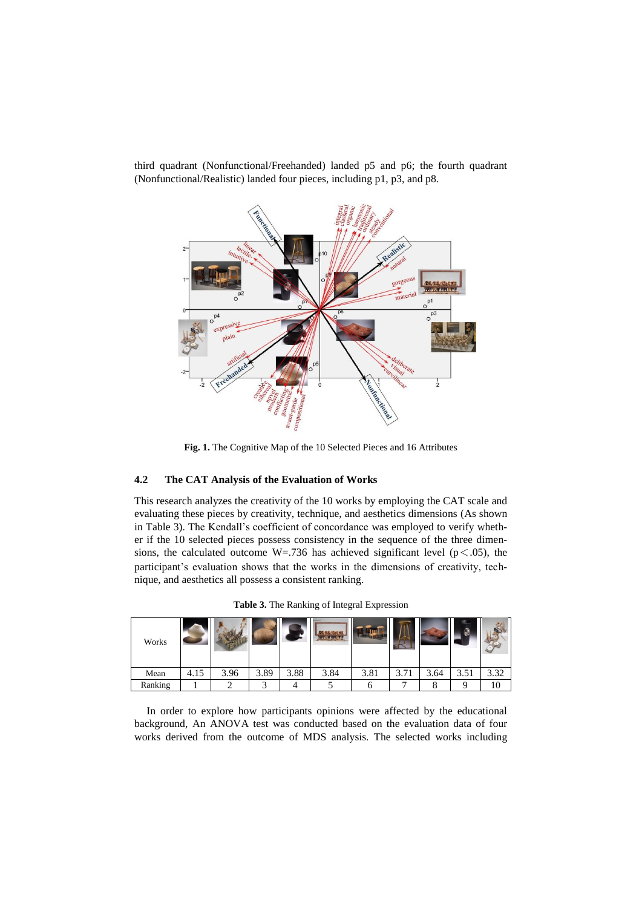third quadrant (Nonfunctional/Freehanded) landed p5 and p6; the fourth quadrant (Nonfunctional/Realistic) landed four pieces, including p1, p3, and p8.

**Fig. 1.** The Cognitive Map of the 10 Selected Pieces and 16 Attributes

### 4.2 The CAT Analysis of the Evaluation of Works

This research analyzes the creativity of the 10 works by employing the CAT scale and evaluating these pieces by creativity, technique, and aesthetics dimensions (As shown in Table 3). The Kendall's coefficient of concordance was employed to verify whether if the 10 selected pieces possess consistency in the sequence of the three dimensions, the calculated outcome W=.736 has achieved significant level ($p < .05$), the participant's evaluation shows that the works in the dimensions of creativity, technique, and aesthetics all possess a consistent ranking.

**Table 3.** The Ranking of Integral Expression

| Works | | | | | | | | | | |
|---|---|---|---|---|---|---|---|---|---|---|
| Mean | 4.15 | 3.96 | 3.89 | 3.88 | 3.84 | 3.81 | 3.71 | 3.64 | 3.51 | 3.32 |
| Ranking | 1 | 2 | 3 | 4 | 5 | 6 | 7 | 8 | 9 | 10 |

In order to explore how participants opinions were affected by the educational background, An ANOVA test was conducted based on the evaluation data of four works derived from the outcome of MDS analysis. The selected works including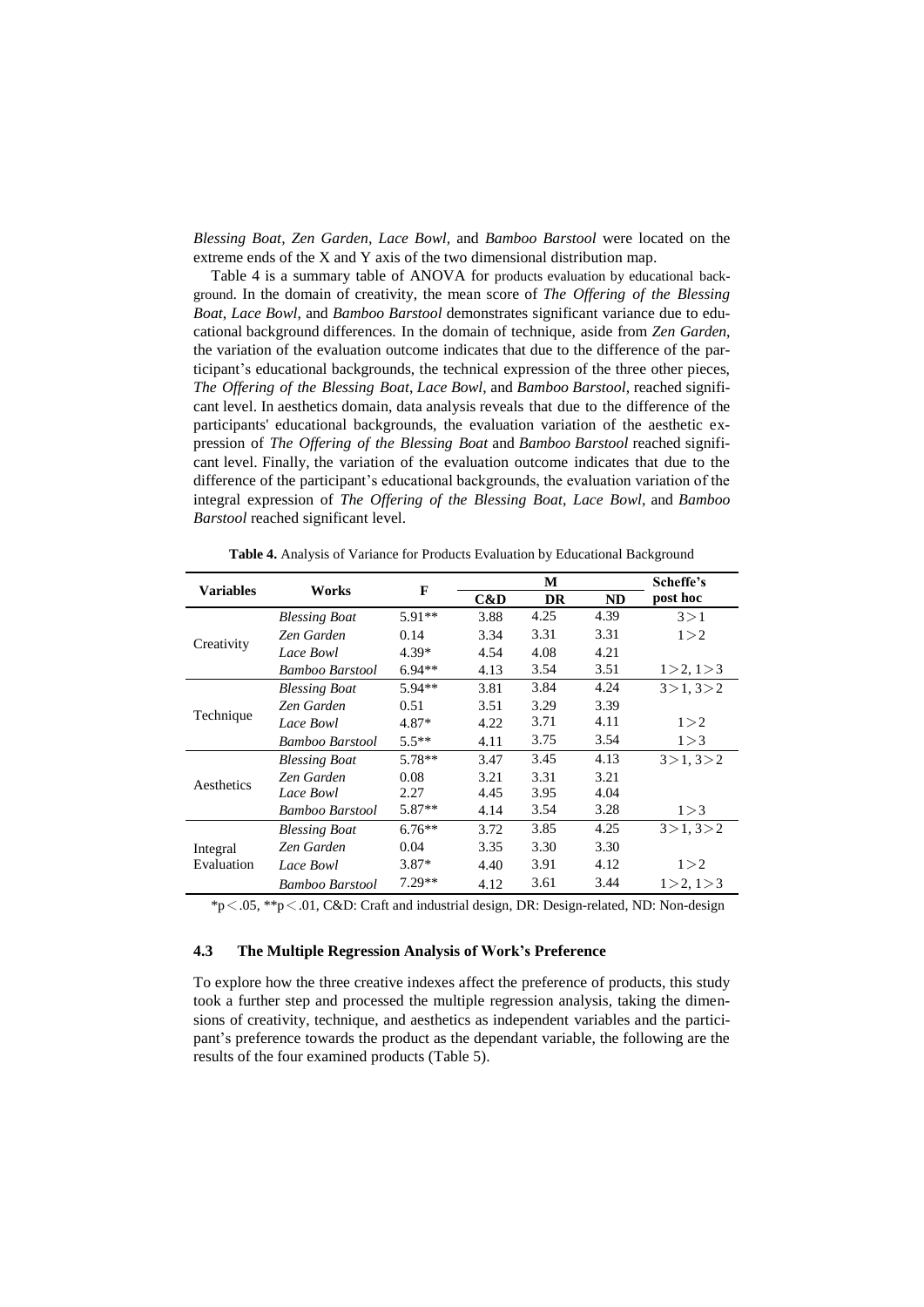*Blessing Boat*, *Zen Garden*, *Lace Bowl*, and *Bamboo Barstool* were located on the extreme ends of the X and Y axis of the two dimensional distribution map.

Table 4 is a summary table of ANOVA for products evaluation by educational background. In the domain of creativity, the mean score of *The Offering of the Blessing Boat*, *Lace Bowl*, and *Bamboo Barstool* demonstrates significant variance due to educational background differences. In the domain of technique, aside from *Zen Garden*, the variation of the evaluation outcome indicates that due to the difference of the participant's educational backgrounds, the technical expression of the three other pieces, *The Offering of the Blessing Boat*, *Lace Bowl*, and *Bamboo Barstool*, reached significant level. In aesthetics domain, data analysis reveals that due to the difference of the participants' educational backgrounds, the evaluation variation of the aesthetic expression of *The Offering of the Blessing Boat* and *Bamboo Barstool* reached significant level. Finally, the variation of the evaluation outcome indicates that due to the difference of the participant's educational backgrounds, the evaluation variation of the integral expression of *The Offering of the Blessing Boat*, *Lace Bowl*, and *Bamboo Barstool* reached significant level.

**Table 4.** Analysis of Variance for Products Evaluation by Educational Background

| Variables | Works | F | M | | | Scheffe's post hoc |
|---|---|---|---|---|---|---|
| | | | C&D | DR | ND | |
| Creativity | *Blessing Boat* | 5.91** | 3.88 | 4.25 | 4.39 | 3＞1 |
| | *Zen Garden* | 0.14 | 3.34 | 3.31 | 3.31 | 1＞2 |
| | *Lace Bowl* | 4.39* | 4.54 | 4.08 | 4.21 | |
| | *Bamboo Barstool* | 6.94** | 4.13 | 3.54 | 3.51 | 1＞2, 1＞3 |
| Technique | *Blessing Boat* | 5.94** | 3.81 | 3.84 | 4.24 | 3＞1, 3＞2 |
| | *Zen Garden* | 0.51 | 3.51 | 3.29 | 3.39 | |
| | *Lace Bowl* | 4.87* | 4.22 | 3.71 | 4.11 | 1＞2 |
| | *Bamboo Barstool* | 5.5** | 4.11 | 3.75 | 3.54 | 1＞3 |
| Aesthetics | *Blessing Boat* | 5.78** | 3.47 | 3.45 | 4.13 | 3＞1, 3＞2 |
| | *Zen Garden* | 0.08 | 3.21 | 3.31 | 3.21 | |
| | *Lace Bowl* | 2.27 | 4.45 | 3.95 | 4.04 | |
| | *Bamboo Barstool* | 5.87** | 4.14 | 3.54 | 3.28 | 1＞3 |
| Integral Evaluation | *Blessing Boat* | 6.76** | 3.72 | 3.85 | 4.25 | 3＞1, 3＞2 |
| | *Zen Garden* | 0.04 | 3.35 | 3.30 | 3.30 | |
| | *Lace Bowl* | 3.87* | 4.40 | 3.91 | 4.12 | 1＞2 |
| | *Bamboo Barstool* | 7.29** | 4.12 | 3.61 | 3.44 | 1＞2, 1＞3 |

*p＜.05, **p＜.01, C&D: Craft and industrial design, DR: Design-related, ND: Non-design

### 4.3 The Multiple Regression Analysis of Work's Preference

To explore how the three creative indexes affect the preference of products, this study took a further step and processed the multiple regression analysis, taking the dimensions of creativity, technique, and aesthetics as independent variables and the participant's preference towards the product as the dependant variable, the following are the results of the four examined products (Table 5).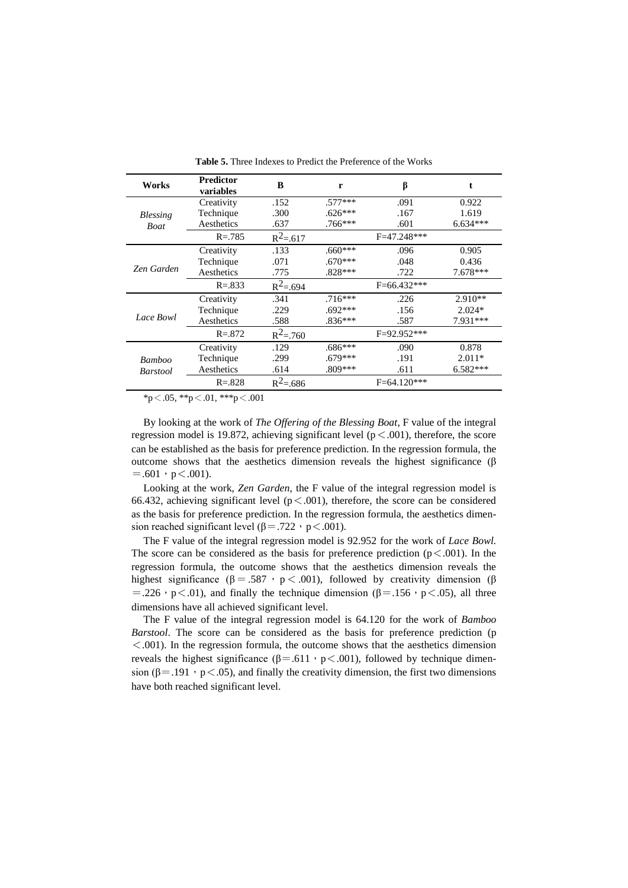**Table 5.** Three Indexes to Predict the Preference of the Works

| Works | Predictor variables | B | r | β | t |
|---|---|---|---|---|---|
| *Blessing Boat* | Creativity | .152 | .577*** | .091 | 0.922 |
| | Technique | .300 | .626*** | .167 | 1.619 |
| | Aesthetics | .637 | .766*** | .601 | 6.634*** |
| | R=.785 | $R^2$=.617 | | F=47.248*** | |
| *Zen Garden* | Creativity | .133 | .660*** | .096 | 0.905 |
| | Technique | .071 | .670*** | .048 | 0.436 |
| | Aesthetics | .775 | .828*** | .722 | 7.678*** |
| | R=.833 | $R^2$=.694 | | F=66.432*** | |
| *Lace Bowl* | Creativity | .341 | .716*** | .226 | 2.910** |
| | Technique | .229 | .692*** | .156 | 2.024* |
| | Aesthetics | .588 | .836*** | .587 | 7.931*** |
| | R=.872 | $R^2$=.760 | | F=92.952*** | |
| *Bamboo Barstool* | Creativity | .129 | .686*** | .090 | 0.878 |
| | Technique | .299 | .679*** | .191 | 2.011* |
| | Aesthetics | .614 | .809*** | .611 | 6.582*** |
| | R=.828 | $R^2$=.686 | | F=64.120*** | |

*p＜.05, **p＜.01, ***p＜.001

By looking at the work of *The Offering of the Blessing Boat*, F value of the integral regression model is 19.872, achieving significant level (p＜.001), therefore, the score can be established as the basis for preference prediction. In the regression formula, the outcome shows that the aesthetics dimension reveals the highest significance (β＝.601，p＜.001).

Looking at the work, *Zen Garden*, the F value of the integral regression model is 66.432, achieving significant level (p＜.001), therefore, the score can be considered as the basis for preference prediction. In the regression formula, the aesthetics dimension reached significant level (β＝.722，p＜.001).

The F value of the integral regression model is 92.952 for the work of *Lace Bowl.* The score can be considered as the basis for preference prediction (p＜.001). In the regression formula, the outcome shows that the aesthetics dimension reveals the highest significance (β＝.587，p＜.001), followed by creativity dimension (β＝.226，p＜.01), and finally the technique dimension (β＝.156，p＜.05), all three dimensions have all achieved significant level.

The F value of the integral regression model is 64.120 for the work of *Bamboo Barstool*. The score can be considered as the basis for preference prediction (p＜.001). In the regression formula, the outcome shows that the aesthetics dimension reveals the highest significance (β＝.611，p＜.001), followed by technique dimension (β＝.191，p＜.05), and finally the creativity dimension, the first two dimensions have both reached significant level.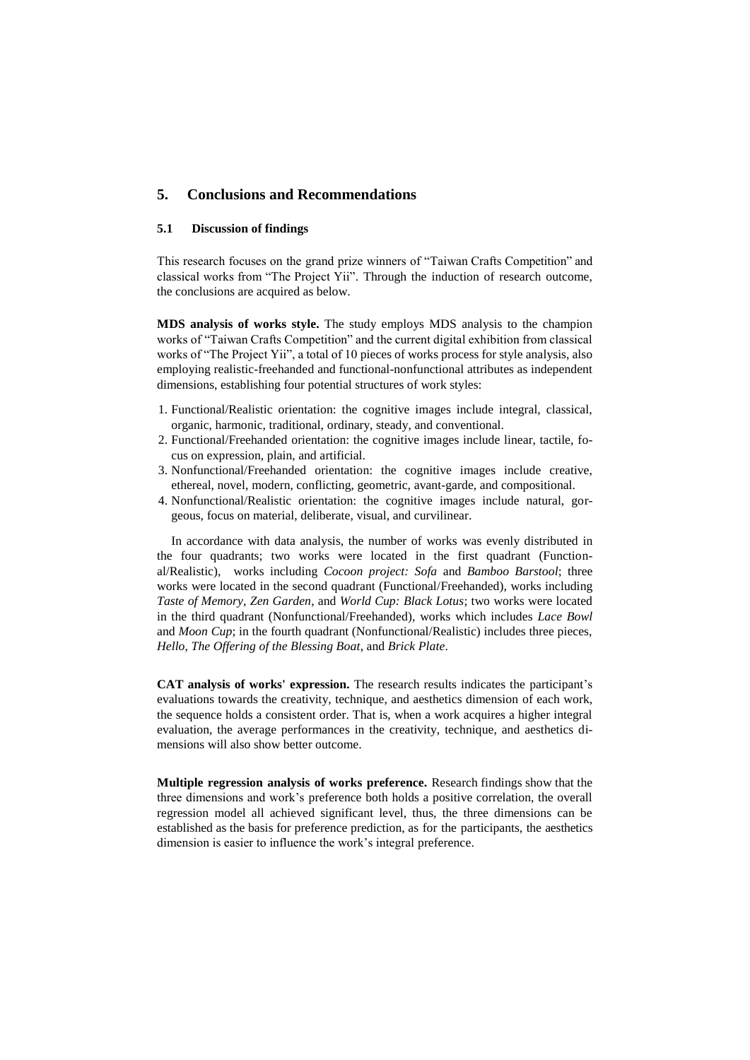## 5. Conclusions and Recommendations

### 5.1 Discussion of findings

This research focuses on the grand prize winners of "Taiwan Crafts Competition" and classical works from "The Project Yii". Through the induction of research outcome, the conclusions are acquired as below.

**MDS analysis of works style.** The study employs MDS analysis to the champion works of "Taiwan Crafts Competition" and the current digital exhibition from classical works of "The Project Yii", a total of 10 pieces of works process for style analysis, also employing realistic-freehanded and functional-nonfunctional attributes as independent dimensions, establishing four potential structures of work styles:

1. Functional/Realistic orientation: the cognitive images include integral, classical, organic, harmonic, traditional, ordinary, steady, and conventional.
2. Functional/Freehanded orientation: the cognitive images include linear, tactile, focus on expression, plain, and artificial.
3. Nonfunctional/Freehanded orientation: the cognitive images include creative, ethereal, novel, modern, conflicting, geometric, avant-garde, and compositional.
4. Nonfunctional/Realistic orientation: the cognitive images include natural, gorgeous, focus on material, deliberate, visual, and curvilinear.

In accordance with data analysis, the number of works was evenly distributed in the four quadrants; two works were located in the first quadrant (Functional/Realistic), works including *Cocoon project: Sofa* and *Bamboo Barstool*; three works were located in the second quadrant (Functional/Freehanded), works including *Taste of Memory*, *Zen Garden*, and *World Cup: Black Lotus*; two works were located in the third quadrant (Nonfunctional/Freehanded), works which includes *Lace Bowl* and *Moon Cup*; in the fourth quadrant (Nonfunctional/Realistic) includes three pieces, *Hello, The Offering of the Blessing Boat*, and *Brick Plate*.

**CAT analysis of works' expression.** The research results indicates the participant's evaluations towards the creativity, technique, and aesthetics dimension of each work, the sequence holds a consistent order. That is, when a work acquires a higher integral evaluation, the average performances in the creativity, technique, and aesthetics dimensions will also show better outcome.

**Multiple regression analysis of works preference.** Research findings show that the three dimensions and work's preference both holds a positive correlation, the overall regression model all achieved significant level, thus, the three dimensions can be established as the basis for preference prediction, as for the participants, the aesthetics dimension is easier to influence the work's integral preference.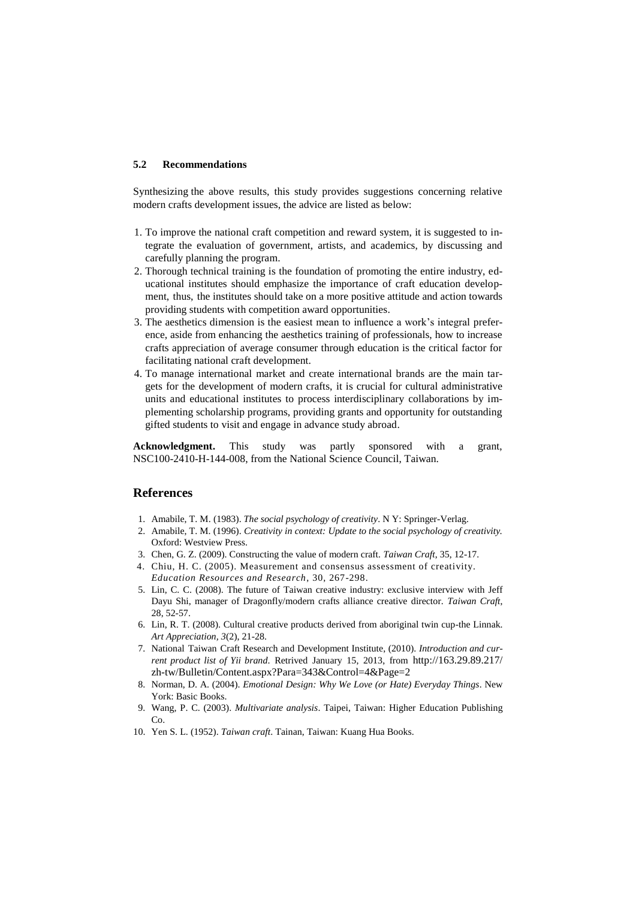### 5.2 Recommendations

Synthesizing the above results, this study provides suggestions concerning relative modern crafts development issues, the advice are listed as below:

1. To improve the national craft competition and reward system, it is suggested to integrate the evaluation of government, artists, and academics, by discussing and carefully planning the program.
2. Thorough technical training is the foundation of promoting the entire industry, educational institutes should emphasize the importance of craft education development, thus, the institutes should take on a more positive attitude and action towards providing students with competition award opportunities.
3. The aesthetics dimension is the easiest mean to influence a work's integral preference, aside from enhancing the aesthetics training of professionals, how to increase crafts appreciation of average consumer through education is the critical factor for facilitating national craft development.
4. To manage international market and create international brands are the main targets for the development of modern crafts, it is crucial for cultural administrative units and educational institutes to process interdisciplinary collaborations by implementing scholarship programs, providing grants and opportunity for outstanding gifted students to visit and engage in advance study abroad.

**Acknowledgment.** This study was partly sponsored with a grant, NSC100-2410-H-144-008, from the National Science Council, Taiwan.

## References

1. Amabile, T. M. (1983). *The social psychology of creativity*. N Y: Springer-Verlag.
2. Amabile, T. M. (1996). *Creativity in context: Update to the social psychology of creativity.* Oxford: Westview Press.
3. Chen, G. Z. (2009). Constructing the value of modern craft. *Taiwan Craft*, 35, 12-17.
4. Chiu, H. C. (2005). Measurement and consensus assessment of creativity. *Education Resources and Research*, 30, 267-298.
5. Lin, C. C. (2008). The future of Taiwan creative industry: exclusive interview with Jeff Dayu Shi, manager of Dragonfly/modern crafts alliance creative director. *Taiwan Craft*, 28, 52-57.
6. Lin, R. T. (2008). Cultural creative products derived from aboriginal twin cup-the Linnak. *Art Appreciation, 3*(2), 21-28.
7. National Taiwan Craft Research and Development Institute, (2010). *Introduction and current product list of Yii brand*. Retrived January 15, 2013, from http://163.29.89.217/zh-tw/Bulletin/Content.aspx?Para=343&Control=4&Page=2
8. Norman, D. A. (2004). *Emotional Design: Why We Love (or Hate) Everyday Things*. New York: Basic Books.
9. Wang, P. C. (2003). *Multivariate analysis*. Taipei, Taiwan: Higher Education Publishing Co.
10. Yen S. L. (1952). *Taiwan craft*. Tainan, Taiwan: Kuang Hua Books.